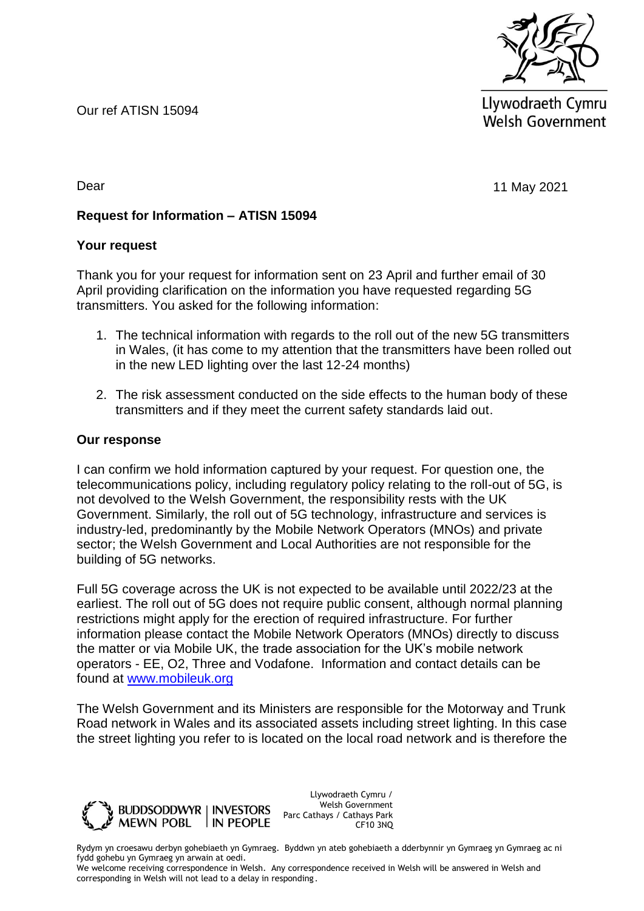Llywodraeth Cymru
Welsh Government

Our ref ATISN 15094

Dear

11 May 2021

**Request for Information – ATISN 15094**

**Your request**

Thank you for your request for information sent on 23 April and further email of 30 April providing clarification on the information you have requested regarding 5G transmitters. You asked for the following information:

1. The technical information with regards to the roll out of the new 5G transmitters in Wales, (it has come to my attention that the transmitters have been rolled out in the new LED lighting over the last 12-24 months)
2. The risk assessment conducted on the side effects to the human body of these transmitters and if they meet the current safety standards laid out.

**Our response**

I can confirm we hold information captured by your request. For question one, the telecommunications policy, including regulatory policy relating to the roll-out of 5G, is not devolved to the Welsh Government, the responsibility rests with the UK Government. Similarly, the roll out of 5G technology, infrastructure and services is industry-led, predominantly by the Mobile Network Operators (MNOs) and private sector; the Welsh Government and Local Authorities are not responsible for the building of 5G networks.

Full 5G coverage across the UK is not expected to be available until 2022/23 at the earliest. The roll out of 5G does not require public consent, although normal planning restrictions might apply for the erection of required infrastructure. For further information please contact the Mobile Network Operators (MNOs) directly to discuss the matter or via Mobile UK, the trade association for the UK's mobile network operators - EE, O2, Three and Vodafone. Information and contact details can be found at [www.mobileuk.org](http://www.mobileuk.org)

The Welsh Government and its Ministers are responsible for the Motorway and Trunk Road network in Wales and its associated assets including street lighting. In this case the street lighting you refer to is located on the local road network and is therefore the

BUDDSODDWYR MEWN POBL | INVESTORS IN PEOPLE

Llywodraeth Cymru / Welsh Government
Parc Cathays / Cathays Park
CF10 3NQ

Rydym yn croesawu derbyn gohebiaeth yn Gymraeg. Byddwn yn ateb gohebiaeth a dderbynnir yn Gymraeg yn Gymraeg ac ni fydd gohebu yn Gymraeg yn arwain at oedi.
We welcome receiving correspondence in Welsh. Any correspondence received in Welsh will be answered in Welsh and corresponding in Welsh will not lead to a delay in responding.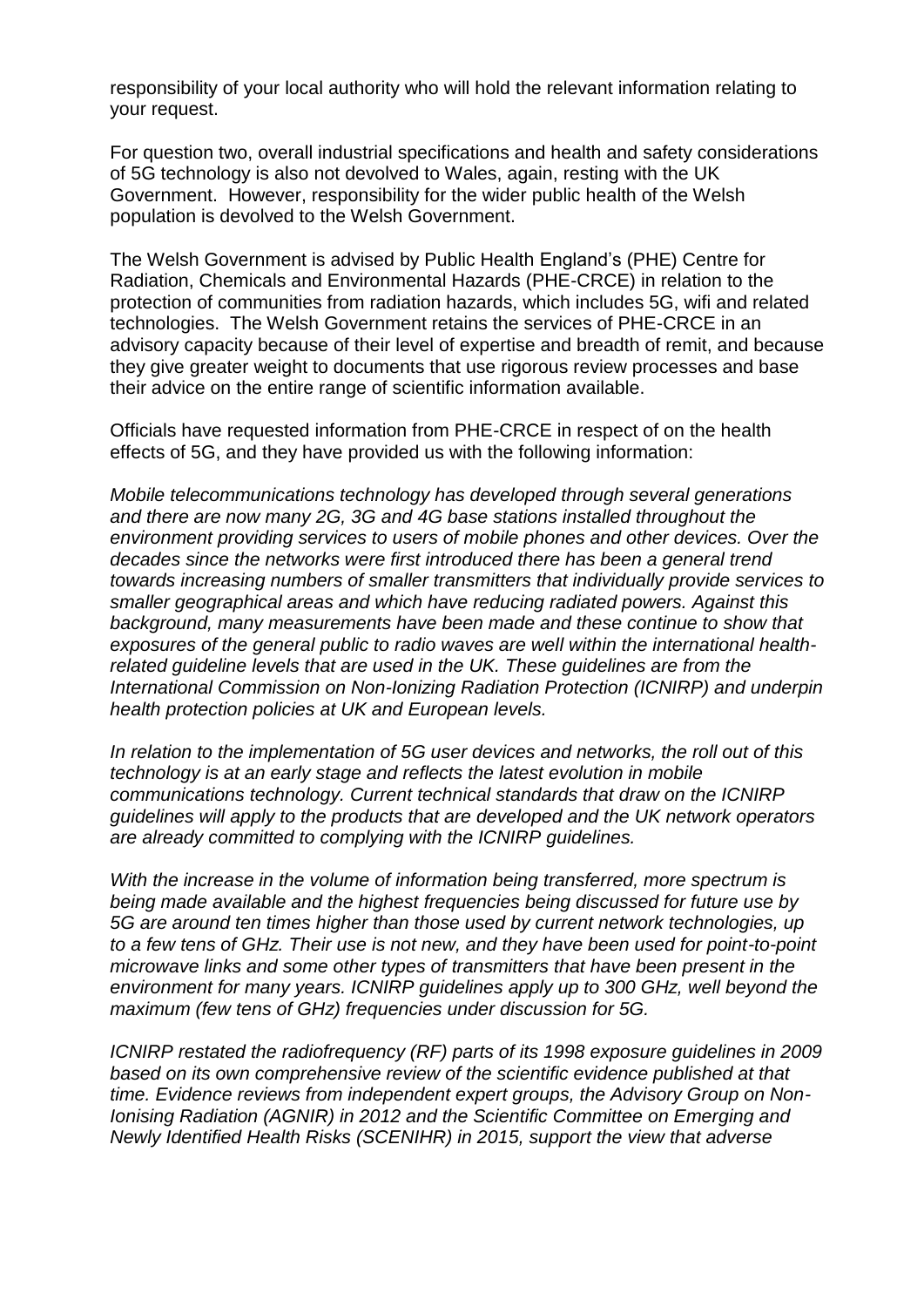responsibility of your local authority who will hold the relevant information relating to your request.

For question two, overall industrial specifications and health and safety considerations of 5G technology is also not devolved to Wales, again, resting with the UK Government. However, responsibility for the wider public health of the Welsh population is devolved to the Welsh Government.

The Welsh Government is advised by Public Health England's (PHE) Centre for Radiation, Chemicals and Environmental Hazards (PHE-CRCE) in relation to the protection of communities from radiation hazards, which includes 5G, wifi and related technologies. The Welsh Government retains the services of PHE-CRCE in an advisory capacity because of their level of expertise and breadth of remit, and because they give greater weight to documents that use rigorous review processes and base their advice on the entire range of scientific information available.

Officials have requested information from PHE-CRCE in respect of on the health effects of 5G, and they have provided us with the following information:

*Mobile telecommunications technology has developed through several generations and there are now many 2G, 3G and 4G base stations installed throughout the environment providing services to users of mobile phones and other devices. Over the decades since the networks were first introduced there has been a general trend towards increasing numbers of smaller transmitters that individually provide services to smaller geographical areas and which have reducing radiated powers. Against this background, many measurements have been made and these continue to show that exposures of the general public to radio waves are well within the international health-related guideline levels that are used in the UK. These guidelines are from the International Commission on Non-Ionizing Radiation Protection (ICNIRP) and underpin health protection policies at UK and European levels.*

*In relation to the implementation of 5G user devices and networks, the roll out of this technology is at an early stage and reflects the latest evolution in mobile communications technology. Current technical standards that draw on the ICNIRP guidelines will apply to the products that are developed and the UK network operators are already committed to complying with the ICNIRP guidelines.*

*With the increase in the volume of information being transferred, more spectrum is being made available and the highest frequencies being discussed for future use by 5G are around ten times higher than those used by current network technologies, up to a few tens of GHz. Their use is not new, and they have been used for point-to-point microwave links and some other types of transmitters that have been present in the environment for many years. ICNIRP guidelines apply up to 300 GHz, well beyond the maximum (few tens of GHz) frequencies under discussion for 5G.*

*ICNIRP restated the radiofrequency (RF) parts of its 1998 exposure guidelines in 2009 based on its own comprehensive review of the scientific evidence published at that time. Evidence reviews from independent expert groups, the Advisory Group on Non-Ionising Radiation (AGNIR) in 2012 and the Scientific Committee on Emerging and Newly Identified Health Risks (SCENIHR) in 2015, support the view that adverse*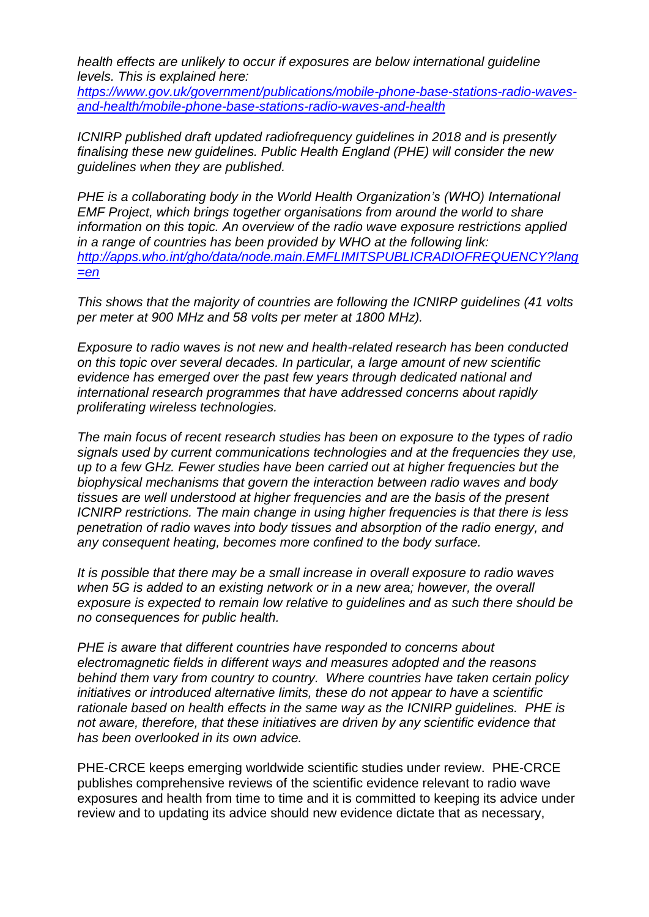*health effects are unlikely to occur if exposures are below international guideline levels. This is explained here:* [*https://www.gov.uk/government/publications/mobile-phone-base-stations-radio-waves-and-health/mobile-phone-base-stations-radio-waves-and-health*](https://www.gov.uk/government/publications/mobile-phone-base-stations-radio-waves-and-health/mobile-phone-base-stations-radio-waves-and-health)

*ICNIRP published draft updated radiofrequency guidelines in 2018 and is presently finalising these new guidelines. Public Health England (PHE) will consider the new guidelines when they are published.*

*PHE is a collaborating body in the World Health Organization's (WHO) International EMF Project, which brings together organisations from around the world to share information on this topic. An overview of the radio wave exposure restrictions applied in a range of countries has been provided by WHO at the following link:* [*http://apps.who.int/gho/data/node.main.EMFLIMITSPUBLICRADIOFREQUENCY?lang=en*](http://apps.who.int/gho/data/node.main.EMFLIMITSPUBLICRADIOFREQUENCY?lang=en)

*This shows that the majority of countries are following the ICNIRP guidelines (41 volts per meter at 900 MHz and 58 volts per meter at 1800 MHz).*

*Exposure to radio waves is not new and health-related research has been conducted on this topic over several decades. In particular, a large amount of new scientific evidence has emerged over the past few years through dedicated national and international research programmes that have addressed concerns about rapidly proliferating wireless technologies.*

*The main focus of recent research studies has been on exposure to the types of radio signals used by current communications technologies and at the frequencies they use, up to a few GHz. Fewer studies have been carried out at higher frequencies but the biophysical mechanisms that govern the interaction between radio waves and body tissues are well understood at higher frequencies and are the basis of the present ICNIRP restrictions. The main change in using higher frequencies is that there is less penetration of radio waves into body tissues and absorption of the radio energy, and any consequent heating, becomes more confined to the body surface.*

*It is possible that there may be a small increase in overall exposure to radio waves when 5G is added to an existing network or in a new area; however, the overall exposure is expected to remain low relative to guidelines and as such there should be no consequences for public health.*

*PHE is aware that different countries have responded to concerns about electromagnetic fields in different ways and measures adopted and the reasons behind them vary from country to country. Where countries have taken certain policy initiatives or introduced alternative limits, these do not appear to have a scientific rationale based on health effects in the same way as the ICNIRP guidelines. PHE is not aware, therefore, that these initiatives are driven by any scientific evidence that has been overlooked in its own advice.*

PHE-CRCE keeps emerging worldwide scientific studies under review. PHE-CRCE publishes comprehensive reviews of the scientific evidence relevant to radio wave exposures and health from time to time and it is committed to keeping its advice under review and to updating its advice should new evidence dictate that as necessary,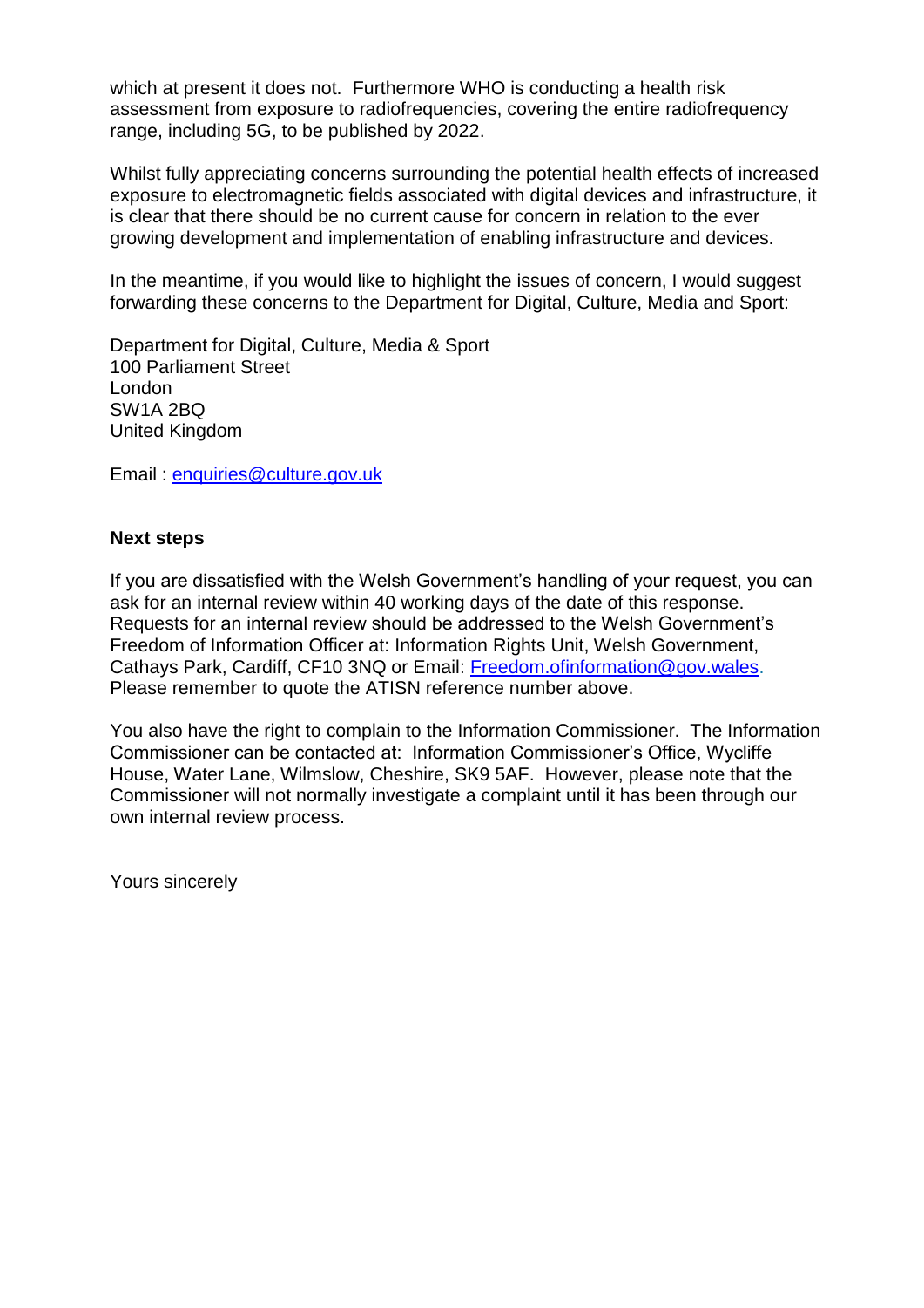which at present it does not. Furthermore WHO is conducting a health risk assessment from exposure to radiofrequencies, covering the entire radiofrequency range, including 5G, to be published by 2022.

Whilst fully appreciating concerns surrounding the potential health effects of increased exposure to electromagnetic fields associated with digital devices and infrastructure, it is clear that there should be no current cause for concern in relation to the ever growing development and implementation of enabling infrastructure and devices.

In the meantime, if you would like to highlight the issues of concern, I would suggest forwarding these concerns to the Department for Digital, Culture, Media and Sport:

Department for Digital, Culture, Media & Sport
100 Parliament Street
London
SW1A 2BQ
United Kingdom

Email : enquiries@culture.gov.uk

**Next steps**

If you are dissatisfied with the Welsh Government's handling of your request, you can ask for an internal review within 40 working days of the date of this response. Requests for an internal review should be addressed to the Welsh Government's Freedom of Information Officer at: Information Rights Unit, Welsh Government, Cathays Park, Cardiff, CF10 3NQ or Email: Freedom.ofinformation@gov.wales. Please remember to quote the ATISN reference number above.

You also have the right to complain to the Information Commissioner. The Information Commissioner can be contacted at: Information Commissioner's Office, Wycliffe House, Water Lane, Wilmslow, Cheshire, SK9 5AF. However, please note that the Commissioner will not normally investigate a complaint until it has been through our own internal review process.

Yours sincerely